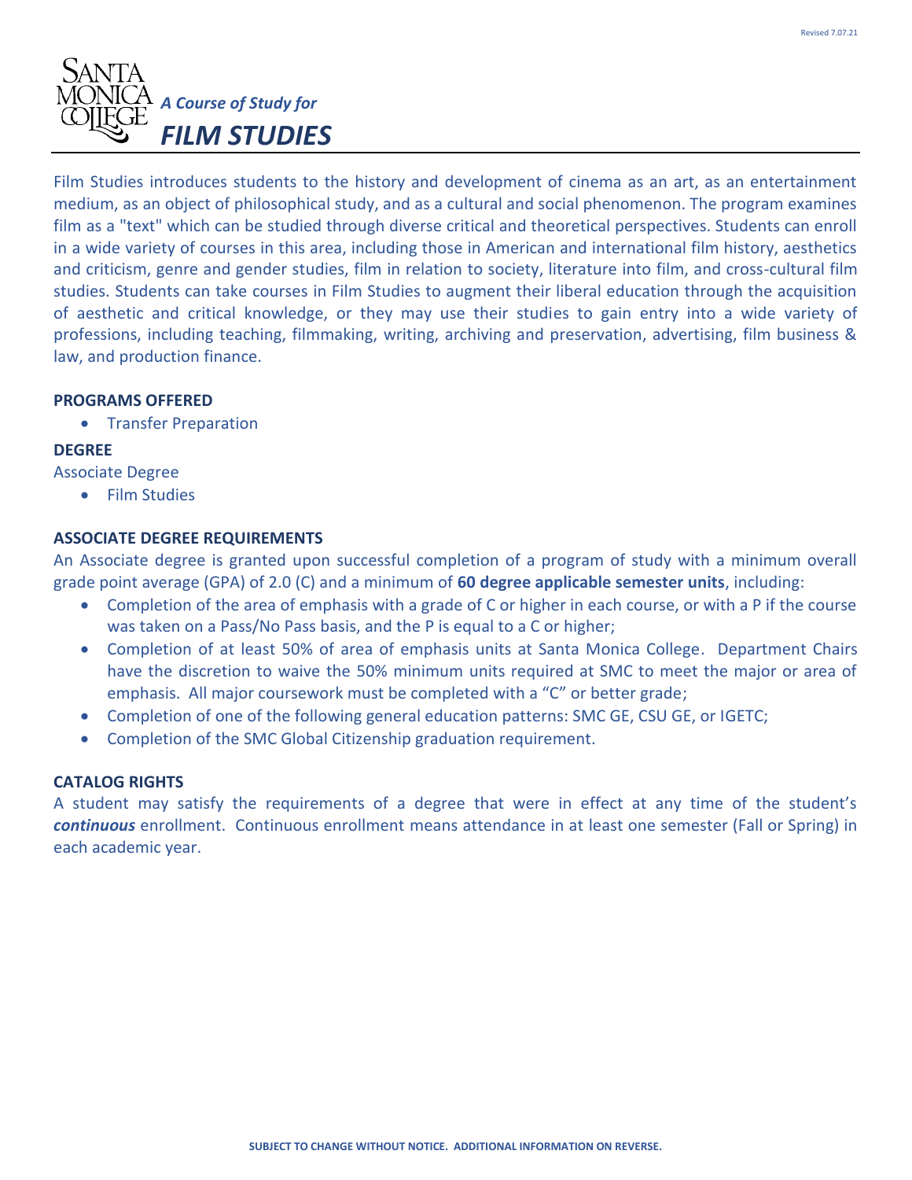# A Course of Study for
# FILM STUDIES

Film Studies introduces students to the history and development of cinema as an art, as an entertainment medium, as an object of philosophical study, and as a cultural and social phenomenon. The program examines film as a "text" which can be studied through diverse critical and theoretical perspectives. Students can enroll in a wide variety of courses in this area, including those in American and international film history, aesthetics and criticism, genre and gender studies, film in relation to society, literature into film, and cross-cultural film studies. Students can take courses in Film Studies to augment their liberal education through the acquisition of aesthetic and critical knowledge, or they may use their studies to gain entry into a wide variety of professions, including teaching, filmmaking, writing, archiving and preservation, advertising, film business & law, and production finance.

**PROGRAMS OFFERED**

- Transfer Preparation

**DEGREE**

Associate Degree

- Film Studies

**ASSOCIATE DEGREE REQUIREMENTS**

An Associate degree is granted upon successful completion of a program of study with a minimum overall grade point average (GPA) of 2.0 (C) and a minimum of **60 degree applicable semester units**, including:

- Completion of the area of emphasis with a grade of C or higher in each course, or with a P if the course was taken on a Pass/No Pass basis, and the P is equal to a C or higher;
- Completion of at least 50% of area of emphasis units at Santa Monica College. Department Chairs have the discretion to waive the 50% minimum units required at SMC to meet the major or area of emphasis. All major coursework must be completed with a "C" or better grade;
- Completion of one of the following general education patterns: SMC GE, CSU GE, or IGETC;
- Completion of the SMC Global Citizenship graduation requirement.

**CATALOG RIGHTS**

A student may satisfy the requirements of a degree that were in effect at any time of the student's ***continuous*** enrollment. Continuous enrollment means attendance in at least one semester (Fall or Spring) in each academic year.

**SUBJECT TO CHANGE WITHOUT NOTICE. ADDITIONAL INFORMATION ON REVERSE.**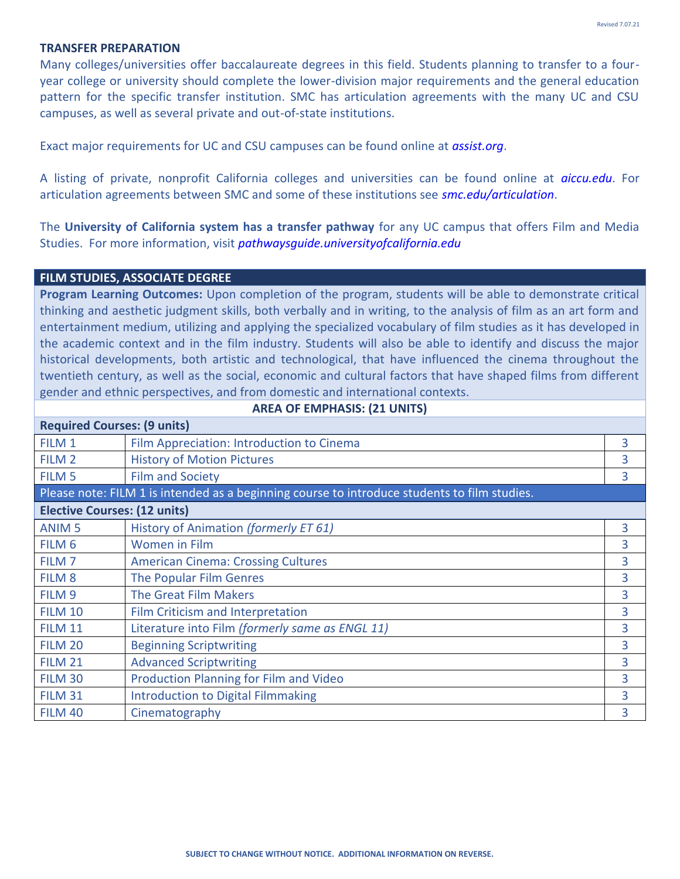## TRANSFER PREPARATION

Many colleges/universities offer baccalaureate degrees in this field. Students planning to transfer to a four-year college or university should complete the lower-division major requirements and the general education pattern for the specific transfer institution. SMC has articulation agreements with the many UC and CSU campuses, as well as several private and out-of-state institutions.

Exact major requirements for UC and CSU campuses can be found online at *assist.org*.

A listing of private, nonprofit California colleges and universities can be found online at *aiccu.edu*. For articulation agreements between SMC and some of these institutions see *smc.edu/articulation*.

The **University of California system has a transfer pathway** for any UC campus that offers Film and Media Studies. For more information, visit *pathwaysguide.universityofcalifornia.edu*

## FILM STUDIES, ASSOCIATE DEGREE

**Program Learning Outcomes:** Upon completion of the program, students will be able to demonstrate critical thinking and aesthetic judgment skills, both verbally and in writing, to the analysis of film as an art form and entertainment medium, utilizing and applying the specialized vocabulary of film studies as it has developed in the academic context and in the film industry. Students will also be able to identify and discuss the major historical developments, both artistic and technological, that have influenced the cinema throughout the twentieth century, as well as the social, economic and cultural factors that have shaped films from different gender and ethnic perspectives, and from domestic and international contexts.

**AREA OF EMPHASIS: (21 UNITS)**

| | | |
|---|---|---|
| **Required Courses: (9 units)** | | |
| FILM 1 | Film Appreciation: Introduction to Cinema | 3 |
| FILM 2 | History of Motion Pictures | 3 |
| FILM 5 | Film and Society | 3 |
| Please note: FILM 1 is intended as a beginning course to introduce students to film studies. | | |
| **Elective Courses: (12 units)** | | |
| ANIM 5 | History of Animation *(formerly ET 61)* | 3 |
| FILM 6 | Women in Film | 3 |
| FILM 7 | American Cinema: Crossing Cultures | 3 |
| FILM 8 | The Popular Film Genres | 3 |
| FILM 9 | The Great Film Makers | 3 |
| FILM 10 | Film Criticism and Interpretation | 3 |
| FILM 11 | Literature into Film *(formerly same as ENGL 11)* | 3 |
| FILM 20 | Beginning Scriptwriting | 3 |
| FILM 21 | Advanced Scriptwriting | 3 |
| FILM 30 | Production Planning for Film and Video | 3 |
| FILM 31 | Introduction to Digital Filmmaking | 3 |
| FILM 40 | Cinematography | 3 |

SUBJECT TO CHANGE WITHOUT NOTICE. ADDITIONAL INFORMATION ON REVERSE.